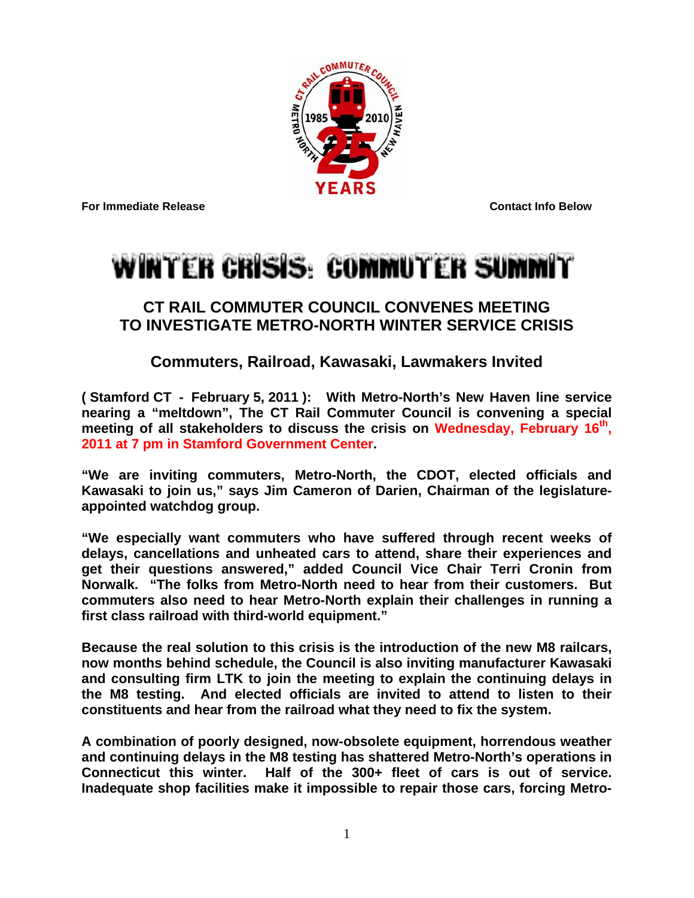**For Immediate Release** **Contact Info Below**

# WINTER CRISIS: COMMUTER SUMMIT

## CT RAIL COMMUTER COUNCIL CONVENES MEETING TO INVESTIGATE METRO-NORTH WINTER SERVICE CRISIS

### Commuters, Railroad, Kawasaki, Lawmakers Invited

**( Stamford CT - February 5, 2011 ): With Metro-North's New Haven line service nearing a "meltdown", The CT Rail Commuter Council is convening a special meeting of all stakeholders to discuss the crisis on Wednesday, February 16th, 2011 at 7 pm in Stamford Government Center.**

**"We are inviting commuters, Metro-North, the CDOT, elected officials and Kawasaki to join us," says Jim Cameron of Darien, Chairman of the legislature-appointed watchdog group.**

**"We especially want commuters who have suffered through recent weeks of delays, cancellations and unheated cars to attend, share their experiences and get their questions answered," added Council Vice Chair Terri Cronin from Norwalk. "The folks from Metro-North need to hear from their customers. But commuters also need to hear Metro-North explain their challenges in running a first class railroad with third-world equipment."**

**Because the real solution to this crisis is the introduction of the new M8 railcars, now months behind schedule, the Council is also inviting manufacturer Kawasaki and consulting firm LTK to join the meeting to explain the continuing delays in the M8 testing. And elected officials are invited to attend to listen to their constituents and hear from the railroad what they need to fix the system.**

**A combination of poorly designed, now-obsolete equipment, horrendous weather and continuing delays in the M8 testing has shattered Metro-North's operations in Connecticut this winter. Half of the 300+ fleet of cars is out of service. Inadequate shop facilities make it impossible to repair those cars, forcing Metro-**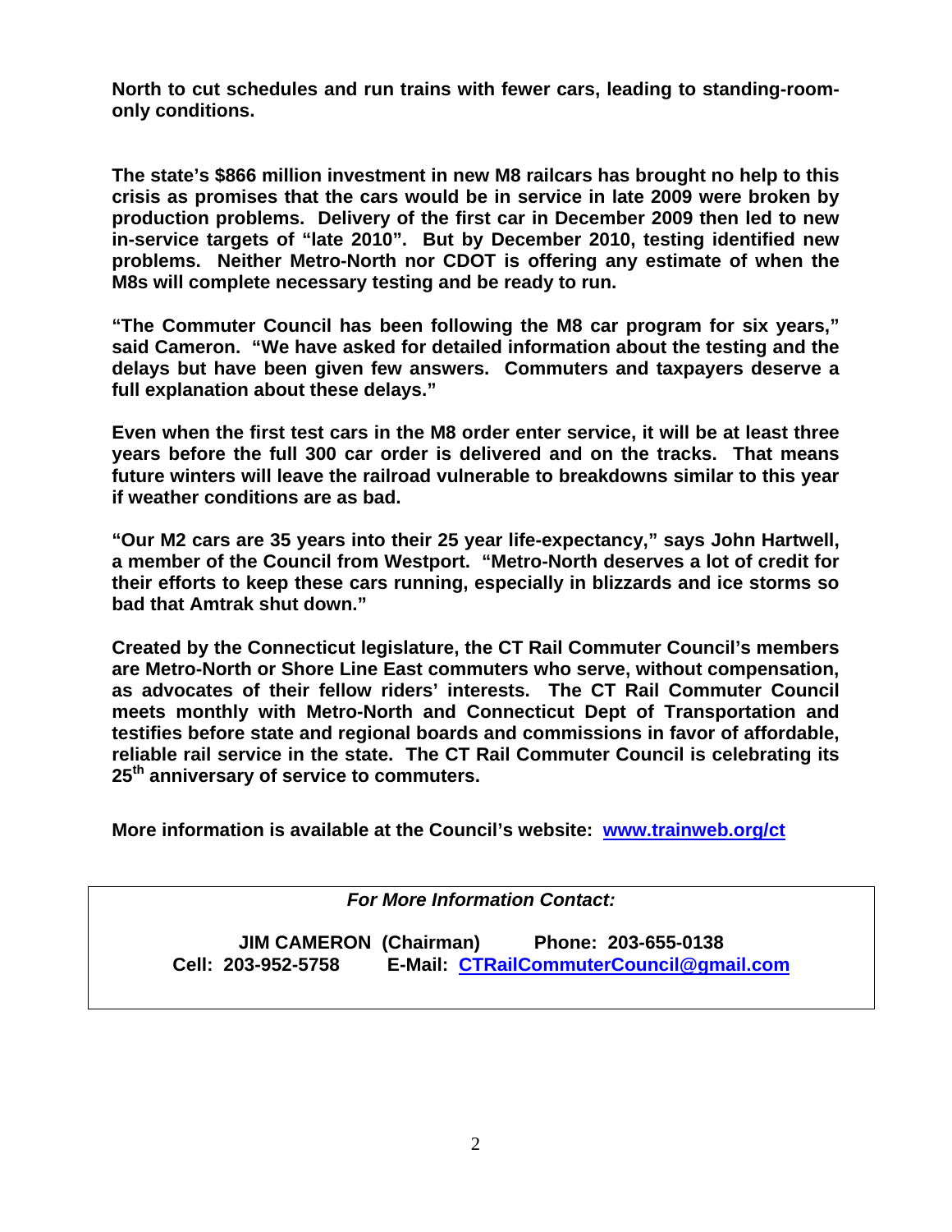**North to cut schedules and run trains with fewer cars, leading to standing-room-only conditions.**

**The state's $866 million investment in new M8 railcars has brought no help to this crisis as promises that the cars would be in service in late 2009 were broken by production problems. Delivery of the first car in December 2009 then led to new in-service targets of "late 2010". But by December 2010, testing identified new problems. Neither Metro-North nor CDOT is offering any estimate of when the M8s will complete necessary testing and be ready to run.**

**"The Commuter Council has been following the M8 car program for six years," said Cameron. "We have asked for detailed information about the testing and the delays but have been given few answers. Commuters and taxpayers deserve a full explanation about these delays."**

**Even when the first test cars in the M8 order enter service, it will be at least three years before the full 300 car order is delivered and on the tracks. That means future winters will leave the railroad vulnerable to breakdowns similar to this year if weather conditions are as bad.**

**"Our M2 cars are 35 years into their 25 year life-expectancy," says John Hartwell, a member of the Council from Westport. "Metro-North deserves a lot of credit for their efforts to keep these cars running, especially in blizzards and ice storms so bad that Amtrak shut down."**

**Created by the Connecticut legislature, the CT Rail Commuter Council's members are Metro-North or Shore Line East commuters who serve, without compensation, as advocates of their fellow riders' interests. The CT Rail Commuter Council meets monthly with Metro-North and Connecticut Dept of Transportation and testifies before state and regional boards and commissions in favor of affordable, reliable rail service in the state. The CT Rail Commuter Council is celebrating its 25th anniversary of service to commuters.**

**More information is available at the Council's website: [www.trainweb.org/ct](http://www.trainweb.org/ct)**

***For More Information Contact:***

**JIM CAMERON (Chairman) Phone: 203-655-0138**
**Cell: 203-952-5758 E-Mail: [CTRailCommuterCouncil@gmail.com](mailto:CTRailCommuterCouncil@gmail.com)**